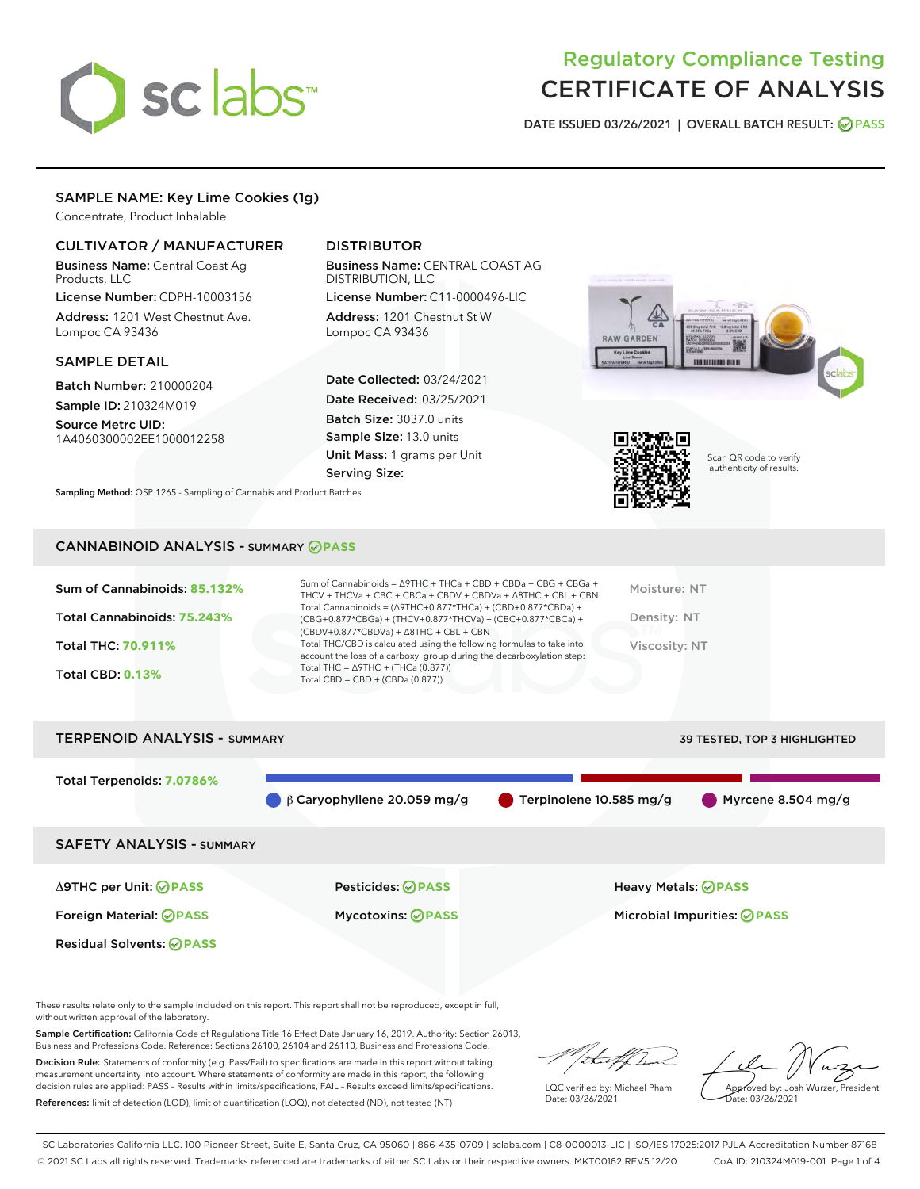# Regulatory Compliance Testing
# CERTIFICATE OF ANALYSIS

DATE ISSUED 03/26/2021 | OVERALL BATCH RESULT: PASS

## SAMPLE NAME: Key Lime Cookies (1g)

Concentrate, Product Inhalable

### CULTIVATOR / MANUFACTURER

**Business Name:** Central Coast Ag Products, LLC

**License Number:** CDPH-10003156

**Address:** 1201 West Chestnut Ave. Lompoc CA 93436

### DISTRIBUTOR

**Business Name:** CENTRAL COAST AG DISTRIBUTION, LLC

**License Number:** C11-0000496-LIC

**Address:** 1201 Chestnut St W Lompoc CA 93436

### SAMPLE DETAIL

**Batch Number:** 210000204

**Sample ID:** 210324M019

**Source Metrc UID:** 1A4060300002EE1000012258

**Date Collected:** 03/24/2021

**Date Received:** 03/25/2021

**Batch Size:** 3037.0 units

**Sample Size:** 13.0 units

**Unit Mass:** 1 grams per Unit

**Serving Size:**

Scan QR code to verify authenticity of results.

**Sampling Method:** QSP 1265 - Sampling of Cannabis and Product Batches

## CANNABINOID ANALYSIS - SUMMARY PASS

Sum of Cannabinoids: **85.132%**

Total Cannabinoids: **75.243%**

Total THC: **70.911%**

Total CBD: **0.13%**

Sum of Cannabinoids = Δ9THC + THCa + CBD + CBDa + CBG + CBGa + THCV + THCVa + CBC + CBCa + CBDV + CBDVa + Δ8THC + CBL + CBN

Total Cannabinoids = (Δ9THC+0.877*THCa) + (CBD+0.877*CBDa) + (CBG+0.877*CBGa) + (THCV+0.877*THCVa) + (CBC+0.877*CBCa) + (CBDV+0.877*CBDVa) + Δ8THC + CBL + CBN

Total THC/CBD is calculated using the following formulas to take into account the loss of a carboxyl group during the decarboxylation step:

Total THC = Δ9THC + (THCa (0.877))

Total CBD = CBD + (CBDa (0.877))

Moisture: NT

Density: NT

Viscosity: NT

## TERPENOID ANALYSIS - SUMMARY

39 TESTED, TOP 3 HIGHLIGHTED

Total Terpenoids: **7.0786%**

β Caryophyllene 20.059 mg/g | Terpinolene 10.585 mg/g | Myrcene 8.504 mg/g

## SAFETY ANALYSIS - SUMMARY

| | | |
|---|---|---|
| Δ9THC per Unit: PASS | Pesticides: PASS | Heavy Metals: PASS |
| Foreign Material: PASS | Mycotoxins: PASS | Microbial Impurities: PASS |
| Residual Solvents: PASS | | |

These results relate only to the sample included on this report. This report shall not be reproduced, except in full, without written approval of the laboratory.

**Sample Certification:** California Code of Regulations Title 16 Effect Date January 16, 2019. Authority: Section 26013, Business and Professions Code. Reference: Sections 26100, 26104 and 26110, Business and Professions Code.

**Decision Rule:** Statements of conformity (e.g. Pass/Fail) to specifications are made in this report without taking measurement uncertainty into account. Where statements of conformity are made in this report, the following decision rules are applied: PASS – Results within limits/specifications, FAIL – Results exceed limits/specifications.

**References:** limit of detection (LOD), limit of quantification (LOQ), not detected (ND), not tested (NT)

LQC verified by: Michael Pham
Date: 03/26/2021

Approved by: Josh Wurzer, President
Date: 03/26/2021

SC Laboratories California LLC. 100 Pioneer Street, Suite E, Santa Cruz, CA 95060 | 866-435-0709 | sclabs.com | C8-0000013-LIC | ISO/IES 17025:2017 PJLA Accreditation Number 87168
© 2021 SC Labs all rights reserved. Trademarks referenced are trademarks of either SC Labs or their respective owners. MKT00162 REV5 12/20 CoA ID: 210324M019-001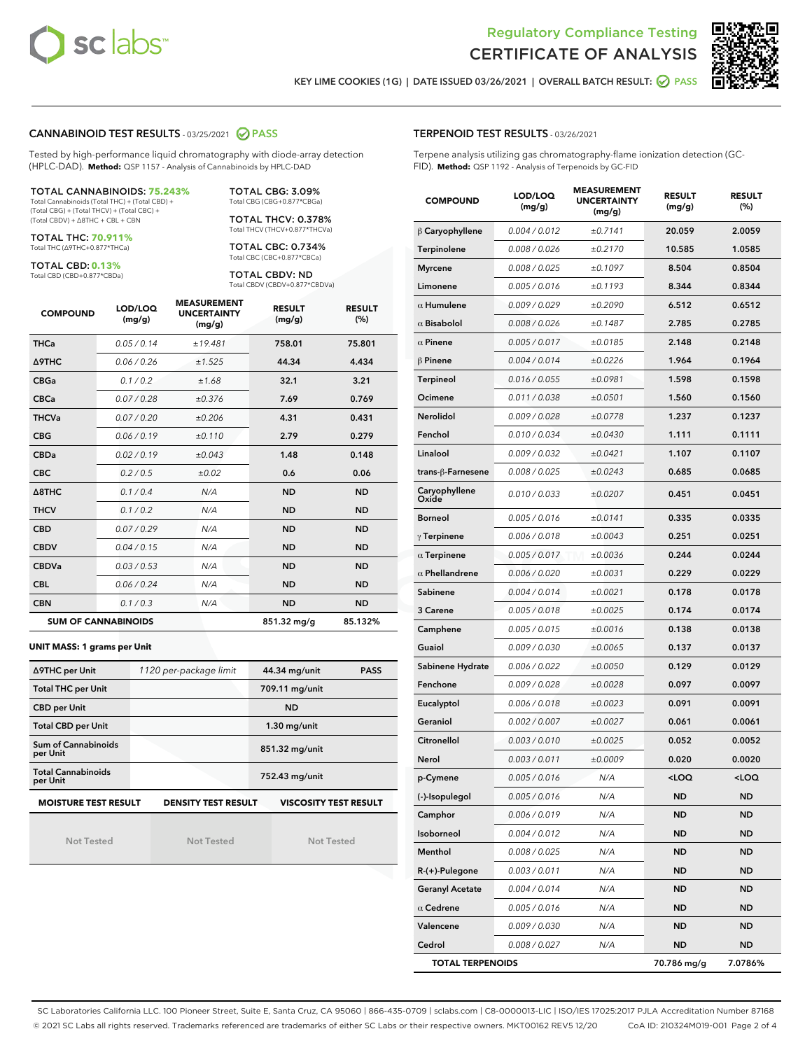Regulatory Compliance Testing
# CERTIFICATE OF ANALYSIS

KEY LIME COOKIES (1G) | DATE ISSUED 03/26/2021 | OVERALL BATCH RESULT: PASS

## CANNABINOID TEST RESULTS - 03/25/2021 PASS

Tested by high-performance liquid chromatography with diode-array detection (HPLC-DAD). **Method:** QSP 1157 - Analysis of Cannabinoids by HPLC-DAD

**TOTAL CANNABINOIDS: 75.243%**
Total Cannabinoids (Total THC) + (Total CBD) + (Total CBG) + (Total THCV) + (Total CBC) + (Total CBDV) + Δ8THC + CBL + CBN

**TOTAL THC: 70.911%**
Total THC (Δ9THC+0.877*THCa)

**TOTAL CBD: 0.13%**
Total CBD (CBD+0.877*CBDa)

**TOTAL CBG: 3.09%**
Total CBG (CBG+0.877*CBGa)

**TOTAL THCV: 0.378%**
Total THCV (THCV+0.877*THCVa)

**TOTAL CBC: 0.734%**
Total CBC (CBC+0.877*CBCa)

**TOTAL CBDV: ND**
Total CBDV (CBDV+0.877*CBDVa)

| COMPOUND | LOD/LOQ (mg/g) | MEASUREMENT UNCERTAINTY (mg/g) | RESULT (mg/g) | RESULT (%) |
|---|---|---|---|---|
| THCa | 0.05 / 0.14 | ±19.481 | 758.01 | 75.801 |
| Δ9THC | 0.06 / 0.26 | ±1.525 | 44.34 | 4.434 |
| CBGa | 0.1 / 0.2 | ±1.68 | 32.1 | 3.21 |
| CBCa | 0.07 / 0.28 | ±0.376 | 7.69 | 0.769 |
| THCVa | 0.07 / 0.20 | ±0.206 | 4.31 | 0.431 |
| CBG | 0.06 / 0.19 | ±0.110 | 2.79 | 0.279 |
| CBDa | 0.02 / 0.19 | ±0.043 | 1.48 | 0.148 |
| CBC | 0.2 / 0.5 | ±0.02 | 0.6 | 0.06 |
| Δ8THC | 0.1 / 0.4 | N/A | ND | ND |
| THCV | 0.1 / 0.2 | N/A | ND | ND |
| CBD | 0.07 / 0.29 | N/A | ND | ND |
| CBDV | 0.04 / 0.15 | N/A | ND | ND |
| CBDVa | 0.03 / 0.53 | N/A | ND | ND |
| CBL | 0.06 / 0.24 | N/A | ND | ND |
| CBN | 0.1 / 0.3 | N/A | ND | ND |
| **SUM OF CANNABINOIDS** | | | 851.32 mg/g | 85.132% |

**UNIT MASS: 1 grams per Unit**

| | | | |
|---|---|---|---|
| Δ9THC per Unit | 1120 per-package limit | 44.34 mg/unit | PASS |
| Total THC per Unit | | 709.11 mg/unit | |
| CBD per Unit | | ND | |
| Total CBD per Unit | | 1.30 mg/unit | |
| Sum of Cannabinoids per Unit | | 851.32 mg/unit | |
| Total Cannabinoids per Unit | | 752.43 mg/unit | |

| MOISTURE TEST RESULT | DENSITY TEST RESULT | VISCOSITY TEST RESULT |
|---|---|---|
| Not Tested | Not Tested | Not Tested |

## TERPENOID TEST RESULTS - 03/26/2021

Terpene analysis utilizing gas chromatography-flame ionization detection (GC-FID). **Method:** QSP 1192 - Analysis of Terpenoids by GC-FID

| COMPOUND | LOD/LOQ (mg/g) | MEASUREMENT UNCERTAINTY (mg/g) | RESULT (mg/g) | RESULT (%) |
|---|---|---|---|---|
| β Caryophyllene | 0.004 / 0.012 | ±0.7141 | 20.059 | 2.0059 |
| Terpinolene | 0.008 / 0.026 | ±0.2170 | 10.585 | 1.0585 |
| Myrcene | 0.008 / 0.025 | ±0.1097 | 8.504 | 0.8504 |
| Limonene | 0.005 / 0.016 | ±0.1193 | 8.344 | 0.8344 |
| α Humulene | 0.009 / 0.029 | ±0.2090 | 6.512 | 0.6512 |
| α Bisabolol | 0.008 / 0.026 | ±0.1487 | 2.785 | 0.2785 |
| α Pinene | 0.005 / 0.017 | ±0.0185 | 2.148 | 0.2148 |
| β Pinene | 0.004 / 0.014 | ±0.0226 | 1.964 | 0.1964 |
| Terpineol | 0.016 / 0.055 | ±0.0981 | 1.598 | 0.1598 |
| Ocimene | 0.011 / 0.038 | ±0.0501 | 1.560 | 0.1560 |
| Nerolidol | 0.009 / 0.028 | ±0.0778 | 1.237 | 0.1237 |
| Fenchol | 0.010 / 0.034 | ±0.0430 | 1.111 | 0.1111 |
| Linalool | 0.009 / 0.032 | ±0.0421 | 1.107 | 0.1107 |
| trans-β-Farnesene | 0.008 / 0.025 | ±0.0243 | 0.685 | 0.0685 |
| Caryophyllene Oxide | 0.010 / 0.033 | ±0.0207 | 0.451 | 0.0451 |
| Borneol | 0.005 / 0.016 | ±0.0141 | 0.335 | 0.0335 |
| γ Terpinene | 0.006 / 0.018 | ±0.0043 | 0.251 | 0.0251 |
| α Terpinene | 0.005 / 0.017 | ±0.0036 | 0.244 | 0.0244 |
| α Phellandrene | 0.006 / 0.020 | ±0.0031 | 0.229 | 0.0229 |
| Sabinene | 0.004 / 0.014 | ±0.0021 | 0.178 | 0.0178 |
| 3 Carene | 0.005 / 0.018 | ±0.0025 | 0.174 | 0.0174 |
| Camphene | 0.005 / 0.015 | ±0.0016 | 0.138 | 0.0138 |
| Guaiol | 0.009 / 0.030 | ±0.0065 | 0.137 | 0.0137 |
| Sabinene Hydrate | 0.006 / 0.022 | ±0.0050 | 0.129 | 0.0129 |
| Fenchone | 0.009 / 0.028 | ±0.0028 | 0.097 | 0.0097 |
| Eucalyptol | 0.006 / 0.018 | ±0.0023 | 0.091 | 0.0091 |
| Geraniol | 0.002 / 0.007 | ±0.0027 | 0.061 | 0.0061 |
| Citronellol | 0.003 / 0.010 | ±0.0025 | 0.052 | 0.0052 |
| Nerol | 0.003 / 0.011 | ±0.0009 | 0.020 | 0.0020 |
| p-Cymene | 0.005 / 0.016 | N/A | <LOQ | <LOQ |
| (-)-Isopulegol | 0.005 / 0.016 | N/A | ND | ND |
| Camphor | 0.006 / 0.019 | N/A | ND | ND |
| Isoborneol | 0.004 / 0.012 | N/A | ND | ND |
| Menthol | 0.008 / 0.025 | N/A | ND | ND |
| R-(+)-Pulegone | 0.003 / 0.011 | N/A | ND | ND |
| Geranyl Acetate | 0.004 / 0.014 | N/A | ND | ND |
| α Cedrene | 0.005 / 0.016 | N/A | ND | ND |
| Valencene | 0.009 / 0.030 | N/A | ND | ND |
| Cedrol | 0.008 / 0.027 | N/A | ND | ND |
| **TOTAL TERPENOIDS** | | | 70.786 mg/g | 7.0786% |

SC Laboratories California LLC. 100 Pioneer Street, Suite E, Santa Cruz, CA 95060 | 866-435-0709 | sclabs.com | C8-0000013-LIC | ISO/IES 17025:2017 PJLA Accreditation Number 87168
© 2021 SC Labs all rights reserved. Trademarks referenced are trademarks of either SC Labs or their respective owners. MKT00162 REV5 12/20 CoA ID: 210324M019-001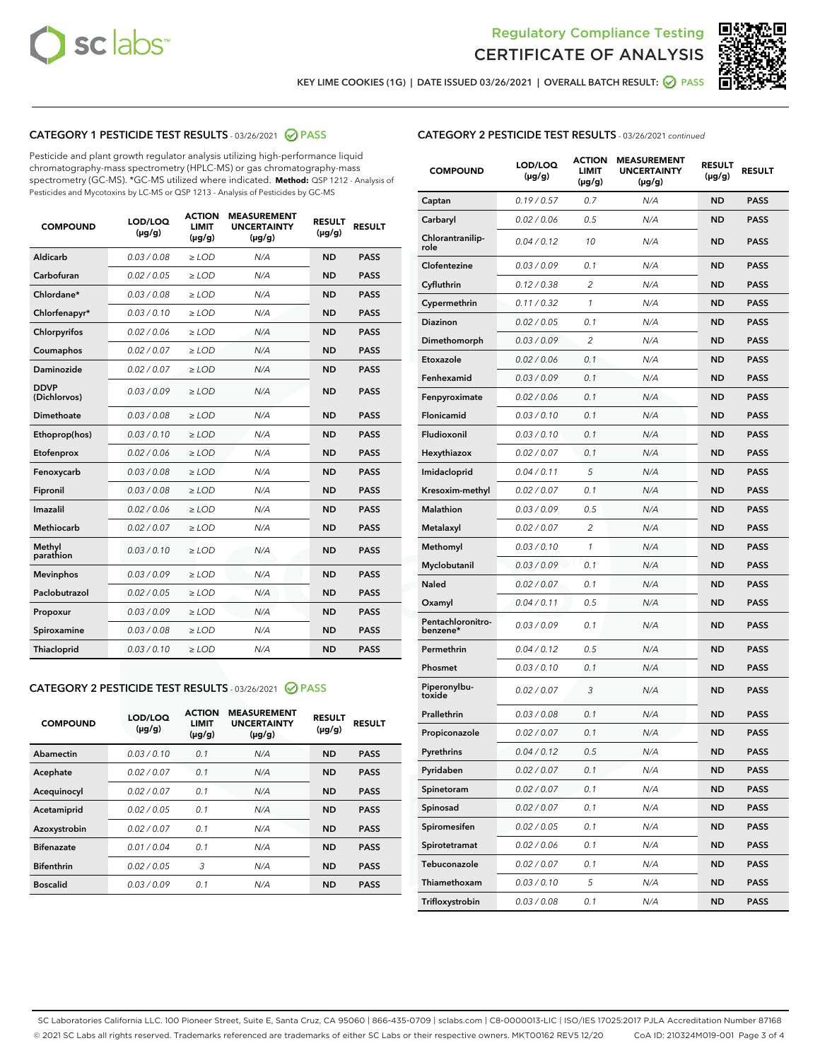Regulatory Compliance Testing
CERTIFICATE OF ANALYSIS

KEY LIME COOKIES (1G) | DATE ISSUED 03/26/2021 | OVERALL BATCH RESULT: PASS

## CATEGORY 1 PESTICIDE TEST RESULTS - 03/26/2021 PASS

Pesticide and plant growth regulator analysis utilizing high-performance liquid chromatography-mass spectrometry (HPLC-MS) or gas chromatography-mass spectrometry (GC-MS). *GC-MS utilized where indicated. **Method:** QSP 1212 - Analysis of Pesticides and Mycotoxins by LC-MS or QSP 1213 - Analysis of Pesticides by GC-MS

| COMPOUND | LOD/LOQ (µg/g) | ACTION LIMIT (µg/g) | MEASUREMENT UNCERTAINTY (µg/g) | RESULT (µg/g) | RESULT |
|---|---|---|---|---|---|
| Aldicarb | 0.03 / 0.08 | ≥ LOD | N/A | ND | PASS |
| Carbofuran | 0.02 / 0.05 | ≥ LOD | N/A | ND | PASS |
| Chlordane* | 0.03 / 0.08 | ≥ LOD | N/A | ND | PASS |
| Chlorfenapyr* | 0.03 / 0.10 | ≥ LOD | N/A | ND | PASS |
| Chlorpyrifos | 0.02 / 0.06 | ≥ LOD | N/A | ND | PASS |
| Coumaphos | 0.02 / 0.07 | ≥ LOD | N/A | ND | PASS |
| Daminozide | 0.02 / 0.07 | ≥ LOD | N/A | ND | PASS |
| DDVP (Dichlorvos) | 0.03 / 0.09 | ≥ LOD | N/A | ND | PASS |
| Dimethoate | 0.03 / 0.08 | ≥ LOD | N/A | ND | PASS |
| Ethoprop(hos) | 0.03 / 0.10 | ≥ LOD | N/A | ND | PASS |
| Etofenprox | 0.02 / 0.06 | ≥ LOD | N/A | ND | PASS |
| Fenoxycarb | 0.03 / 0.08 | ≥ LOD | N/A | ND | PASS |
| Fipronil | 0.03 / 0.08 | ≥ LOD | N/A | ND | PASS |
| Imazalil | 0.02 / 0.06 | ≥ LOD | N/A | ND | PASS |
| Methiocarb | 0.02 / 0.07 | ≥ LOD | N/A | ND | PASS |
| Methyl parathion | 0.03 / 0.10 | ≥ LOD | N/A | ND | PASS |
| Mevinphos | 0.03 / 0.09 | ≥ LOD | N/A | ND | PASS |
| Paclobutrazol | 0.02 / 0.05 | ≥ LOD | N/A | ND | PASS |
| Propoxur | 0.03 / 0.09 | ≥ LOD | N/A | ND | PASS |
| Spiroxamine | 0.03 / 0.08 | ≥ LOD | N/A | ND | PASS |
| Thiacloprid | 0.03 / 0.10 | ≥ LOD | N/A | ND | PASS |

## CATEGORY 2 PESTICIDE TEST RESULTS - 03/26/2021 PASS

| COMPOUND | LOD/LOQ (µg/g) | ACTION LIMIT (µg/g) | MEASUREMENT UNCERTAINTY (µg/g) | RESULT (µg/g) | RESULT |
|---|---|---|---|---|---|
| Abamectin | 0.03 / 0.10 | 0.1 | N/A | ND | PASS |
| Acephate | 0.02 / 0.07 | 0.1 | N/A | ND | PASS |
| Acequinocyl | 0.02 / 0.07 | 0.1 | N/A | ND | PASS |
| Acetamiprid | 0.02 / 0.05 | 0.1 | N/A | ND | PASS |
| Azoxystrobin | 0.02 / 0.07 | 0.1 | N/A | ND | PASS |
| Bifenazate | 0.01 / 0.04 | 0.1 | N/A | ND | PASS |
| Bifenthrin | 0.02 / 0.05 | 3 | N/A | ND | PASS |
| Boscalid | 0.03 / 0.09 | 0.1 | N/A | ND | PASS |
| Captan | 0.19 / 0.57 | 0.7 | N/A | ND | PASS |
| Carbaryl | 0.02 / 0.06 | 0.5 | N/A | ND | PASS |
| Chlorantraniliprole | 0.04 / 0.12 | 10 | N/A | ND | PASS |
| Clofentezine | 0.03 / 0.09 | 0.1 | N/A | ND | PASS |
| Cyfluthrin | 0.12 / 0.38 | 2 | N/A | ND | PASS |
| Cypermethrin | 0.11 / 0.32 | 1 | N/A | ND | PASS |
| Diazinon | 0.02 / 0.05 | 0.1 | N/A | ND | PASS |
| Dimethomorph | 0.03 / 0.09 | 2 | N/A | ND | PASS |
| Etoxazole | 0.02 / 0.06 | 0.1 | N/A | ND | PASS |
| Fenhexamid | 0.03 / 0.09 | 0.1 | N/A | ND | PASS |
| Fenpyroximate | 0.02 / 0.06 | 0.1 | N/A | ND | PASS |
| Flonicamid | 0.03 / 0.10 | 0.1 | N/A | ND | PASS |
| Fludioxonil | 0.03 / 0.10 | 0.1 | N/A | ND | PASS |
| Hexythiazox | 0.02 / 0.07 | 0.1 | N/A | ND | PASS |
| Imidacloprid | 0.04 / 0.11 | 5 | N/A | ND | PASS |
| Kresoxim-methyl | 0.02 / 0.07 | 0.1 | N/A | ND | PASS |
| Malathion | 0.03 / 0.09 | 0.5 | N/A | ND | PASS |
| Metalaxyl | 0.02 / 0.07 | 2 | N/A | ND | PASS |
| Methomyl | 0.03 / 0.10 | 1 | N/A | ND | PASS |
| Myclobutanil | 0.03 / 0.09 | 0.1 | N/A | ND | PASS |
| Naled | 0.02 / 0.07 | 0.1 | N/A | ND | PASS |
| Oxamyl | 0.04 / 0.11 | 0.5 | N/A | ND | PASS |
| Pentachloronitrobenzene* | 0.03 / 0.09 | 0.1 | N/A | ND | PASS |
| Permethrin | 0.04 / 0.12 | 0.5 | N/A | ND | PASS |
| Phosmet | 0.03 / 0.10 | 0.1 | N/A | ND | PASS |
| Piperonylbutoxide | 0.02 / 0.07 | 3 | N/A | ND | PASS |
| Prallethrin | 0.03 / 0.08 | 0.1 | N/A | ND | PASS |
| Propiconazole | 0.02 / 0.07 | 0.1 | N/A | ND | PASS |
| Pyrethrins | 0.04 / 0.12 | 0.5 | N/A | ND | PASS |
| Pyridaben | 0.02 / 0.07 | 0.1 | N/A | ND | PASS |
| Spinetoram | 0.02 / 0.07 | 0.1 | N/A | ND | PASS |
| Spinosad | 0.02 / 0.07 | 0.1 | N/A | ND | PASS |
| Spiromesifen | 0.02 / 0.05 | 0.1 | N/A | ND | PASS |
| Spirotetramat | 0.02 / 0.06 | 0.1 | N/A | ND | PASS |
| Tebuconazole | 0.02 / 0.07 | 0.1 | N/A | ND | PASS |
| Thiamethoxam | 0.03 / 0.10 | 5 | N/A | ND | PASS |
| Trifloxystrobin | 0.03 / 0.08 | 0.1 | N/A | ND | PASS |

SC Laboratories California LLC. 100 Pioneer Street, Suite E, Santa Cruz, CA 95060 | 866-435-0709 | sclabs.com | C8-0000013-LIC | ISO/IES 17025:2017 PJLA Accreditation Number 87168
© 2021 SC Labs all rights reserved. Trademarks referenced are trademarks of either SC Labs or their respective owners. MKT00162 REV5 12/20 CoA ID: 210324M019-001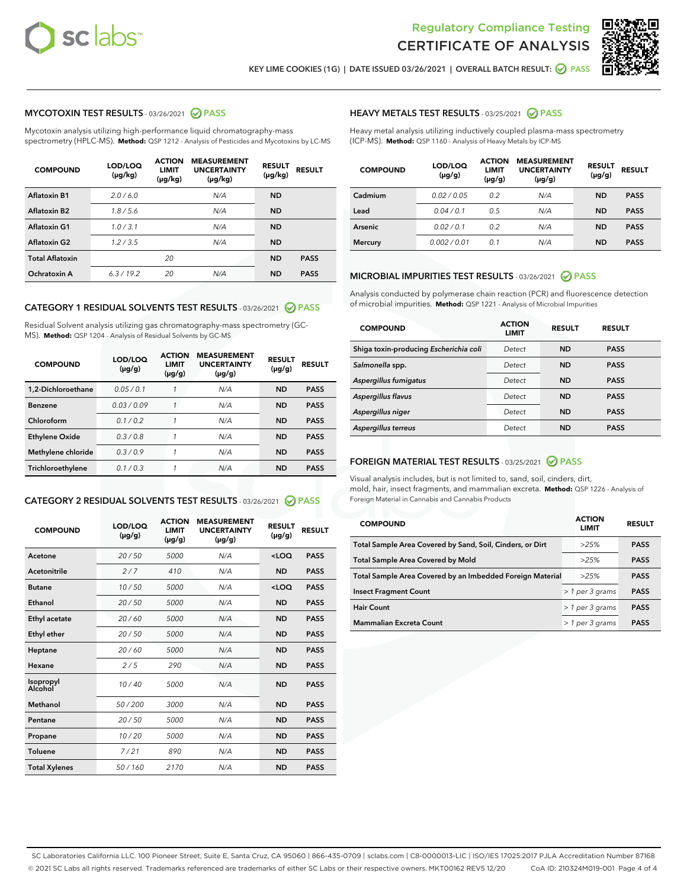Regulatory Compliance Testing

# CERTIFICATE OF ANALYSIS

KEY LIME COOKIES (1G) | DATE ISSUED 03/26/2021 | OVERALL BATCH RESULT: PASS

## MYCOTOXIN TEST RESULTS - 03/26/2021 PASS

Mycotoxin analysis utilizing high-performance liquid chromatography-mass spectrometry (HPLC-MS). **Method:** QSP 1212 - Analysis of Pesticides and Mycotoxins by LC-MS

| COMPOUND | LOD/LOQ (μg/kg) | ACTION LIMIT (μg/kg) | MEASUREMENT UNCERTAINTY (μg/kg) | RESULT (μg/kg) | RESULT |
|---|---|---|---|---|---|
| Aflatoxin B1 | 2.0 / 6.0 | | N/A | ND | |
| Aflatoxin B2 | 1.8 / 5.6 | | N/A | ND | |
| Aflatoxin G1 | 1.0 / 3.1 | | N/A | ND | |
| Aflatoxin G2 | 1.2 / 3.5 | | N/A | ND | |
| Total Aflatoxin | | 20 | | ND | PASS |
| Ochratoxin A | 6.3 / 19.2 | 20 | N/A | ND | PASS |

## CATEGORY 1 RESIDUAL SOLVENTS TEST RESULTS - 03/26/2021 PASS

Residual Solvent analysis utilizing gas chromatography-mass spectrometry (GC-MS). **Method:** QSP 1204 - Analysis of Residual Solvents by GC-MS

| COMPOUND | LOD/LOQ (μg/g) | ACTION LIMIT (μg/g) | MEASUREMENT UNCERTAINTY (μg/g) | RESULT (μg/g) | RESULT |
|---|---|---|---|---|---|
| 1,2-Dichloroethane | 0.05 / 0.1 | 1 | N/A | ND | PASS |
| Benzene | 0.03 / 0.09 | 1 | N/A | ND | PASS |
| Chloroform | 0.1 / 0.2 | 1 | N/A | ND | PASS |
| Ethylene Oxide | 0.3 / 0.8 | 1 | N/A | ND | PASS |
| Methylene chloride | 0.3 / 0.9 | 1 | N/A | ND | PASS |
| Trichloroethylene | 0.1 / 0.3 | 1 | N/A | ND | PASS |

## CATEGORY 2 RESIDUAL SOLVENTS TEST RESULTS - 03/26/2021 PASS

| COMPOUND | LOD/LOQ (μg/g) | ACTION LIMIT (μg/g) | MEASUREMENT UNCERTAINTY (μg/g) | RESULT (μg/g) | RESULT |
|---|---|---|---|---|---|
| Acetone | 20 / 50 | 5000 | N/A | <LOQ | PASS |
| Acetonitrile | 2 / 7 | 410 | N/A | ND | PASS |
| Butane | 10 / 50 | 5000 | N/A | <LOQ | PASS |
| Ethanol | 20 / 50 | 5000 | N/A | ND | PASS |
| Ethyl acetate | 20 / 60 | 5000 | N/A | ND | PASS |
| Ethyl ether | 20 / 50 | 5000 | N/A | ND | PASS |
| Heptane | 20 / 60 | 5000 | N/A | ND | PASS |
| Hexane | 2 / 5 | 290 | N/A | ND | PASS |
| Isopropyl Alcohol | 10 / 40 | 5000 | N/A | ND | PASS |
| Methanol | 50 / 200 | 3000 | N/A | ND | PASS |
| Pentane | 20 / 50 | 5000 | N/A | ND | PASS |
| Propane | 10 / 20 | 5000 | N/A | ND | PASS |
| Toluene | 7 / 21 | 890 | N/A | ND | PASS |
| Total Xylenes | 50 / 160 | 2170 | N/A | ND | PASS |

## HEAVY METALS TEST RESULTS - 03/25/2021 PASS

Heavy metal analysis utilizing inductively coupled plasma-mass spectrometry (ICP-MS). **Method:** QSP 1160 - Analysis of Heavy Metals by ICP-MS

| COMPOUND | LOD/LOQ (μg/g) | ACTION LIMIT (μg/g) | MEASUREMENT UNCERTAINTY (μg/g) | RESULT (μg/g) | RESULT |
|---|---|---|---|---|---|
| Cadmium | 0.02 / 0.05 | 0.2 | N/A | ND | PASS |
| Lead | 0.04 / 0.1 | 0.5 | N/A | ND | PASS |
| Arsenic | 0.02 / 0.1 | 0.2 | N/A | ND | PASS |
| Mercury | 0.002 / 0.01 | 0.1 | N/A | ND | PASS |

## MICROBIAL IMPURITIES TEST RESULTS - 03/26/2021 PASS

Analysis conducted by polymerase chain reaction (PCR) and fluorescence detection of microbial impurities. **Method:** QSP 1221 - Analysis of Microbial Impurities

| COMPOUND | ACTION LIMIT | RESULT | RESULT |
|---|---|---|---|
| *Shiga toxin-producing Escherichia coli* | Detect | ND | PASS |
| *Salmonella* spp. | Detect | ND | PASS |
| *Aspergillus fumigatus* | Detect | ND | PASS |
| *Aspergillus flavus* | Detect | ND | PASS |
| *Aspergillus niger* | Detect | ND | PASS |
| *Aspergillus terreus* | Detect | ND | PASS |

## FOREIGN MATERIAL TEST RESULTS - 03/25/2021 PASS

Visual analysis includes, but is not limited to, sand, soil, cinders, dirt, mold, hair, insect fragments, and mammalian excreta. **Method:** QSP 1226 - Analysis of Foreign Material in Cannabis and Cannabis Products

| COMPOUND | ACTION LIMIT | RESULT |
|---|---|---|
| Total Sample Area Covered by Sand, Soil, Cinders, or Dirt | >25% | PASS |
| Total Sample Area Covered by Mold | >25% | PASS |
| Total Sample Area Covered by an Imbedded Foreign Material | >25% | PASS |
| Insect Fragment Count | > 1 per 3 grams | PASS |
| Hair Count | > 1 per 3 grams | PASS |
| Mammalian Excreta Count | > 1 per 3 grams | PASS |

SC Laboratories California LLC. 100 Pioneer Street, Suite E, Santa Cruz, CA 95060 | 866-435-0709 | sclabs.com | C8-0000013-LIC | ISO/IES 17025:2017 PJLA Accreditation Number 87168
© 2021 SC Labs all rights reserved. Trademarks referenced are trademarks of either SC Labs or their respective owners. MKT00162 REV5 12/20 CoA ID: 210324M019-001